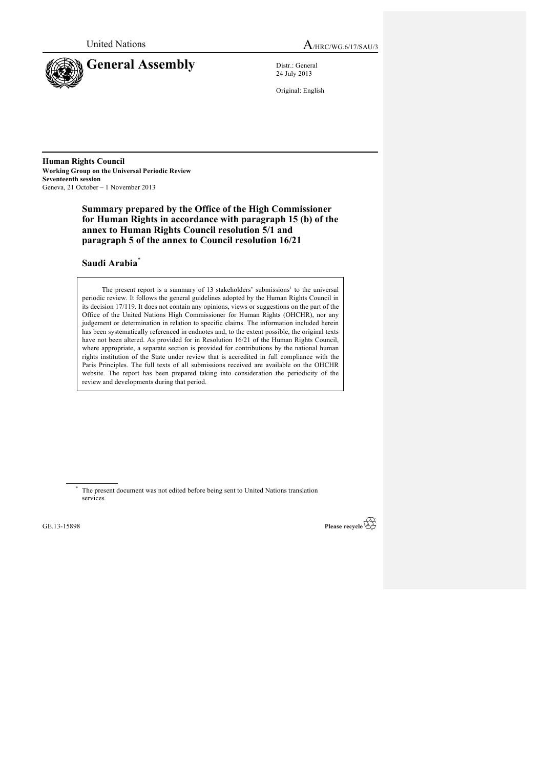United Nations

A/HRC/WG.6/17/SAU/3

# General Assembly

Distr.: General
24 July 2013

Original: English

**Human Rights Council**
**Working Group on the Universal Periodic Review**
**Seventeenth session**
Geneva, 21 October – 1 November 2013

## Summary prepared by the Office of the High Commissioner for Human Rights in accordance with paragraph 15 (b) of the annex to Human Rights Council resolution 5/1 and paragraph 5 of the annex to Council resolution 16/21

## Saudi Arabia*

The present report is a summary of 13 stakeholders' submissions[1] to the universal periodic review. It follows the general guidelines adopted by the Human Rights Council in its decision 17/119. It does not contain any opinions, views or suggestions on the part of the Office of the United Nations High Commissioner for Human Rights (OHCHR), nor any judgement or determination in relation to specific claims. The information included herein has been systematically referenced in endnotes and, to the extent possible, the original texts have not been altered. As provided for in Resolution 16/21 of the Human Rights Council, where appropriate, a separate section is provided for contributions by the national human rights institution of the State under review that is accredited in full compliance with the Paris Principles. The full texts of all submissions received are available on the OHCHR website. The report has been prepared taking into consideration the periodicity of the review and developments during that period.

\* The present document was not edited before being sent to United Nations translation services.

GE.13-15898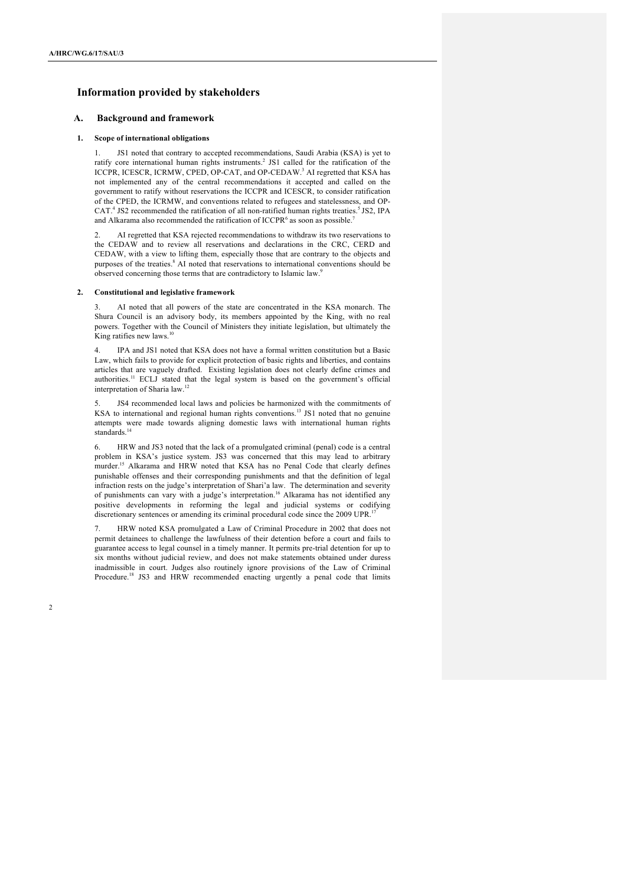# Information provided by stakeholders

## A. Background and framework

### 1. Scope of international obligations

1. JS1 noted that contrary to accepted recommendations, Saudi Arabia (KSA) is yet to ratify core international human rights instruments.[2] JS1 called for the ratification of the ICCPR, ICESCR, ICRMW, CPED, OP-CAT, and OP-CEDAW.[3] AI regretted that KSA has not implemented any of the central recommendations it accepted and called on the government to ratify without reservations the ICCPR and ICESCR, to consider ratification of the CPED, the ICRMW, and conventions related to refugees and statelessness, and OP-CAT.[4] JS2 recommended the ratification of all non-ratified human rights treaties.[5] JS2, IPA and Alkarama also recommended the ratification of ICCPR[6] as soon as possible.[7]

2. AI regretted that KSA rejected recommendations to withdraw its two reservations to the CEDAW and to review all reservations and declarations in the CRC, CERD and CEDAW, with a view to lifting them, especially those that are contrary to the objects and purposes of the treaties.[8] AI noted that reservations to international conventions should be observed concerning those terms that are contradictory to Islamic law.[9]

### 2. Constitutional and legislative framework

3. AI noted that all powers of the state are concentrated in the KSA monarch. The Shura Council is an advisory body, its members appointed by the King, with no real powers. Together with the Council of Ministers they initiate legislation, but ultimately the King ratifies new laws.[10]

4. IPA and JS1 noted that KSA does not have a formal written constitution but a Basic Law, which fails to provide for explicit protection of basic rights and liberties, and contains articles that are vaguely drafted. Existing legislation does not clearly define crimes and authorities.[11] ECLJ stated that the legal system is based on the government's official interpretation of Sharia law.[12]

5. JS4 recommended local laws and policies be harmonized with the commitments of KSA to international and regional human rights conventions.[13] JS1 noted that no genuine attempts were made towards aligning domestic laws with international human rights standards.[14]

6. HRW and JS3 noted that the lack of a promulgated criminal (penal) code is a central problem in KSA's justice system. JS3 was concerned that this may lead to arbitrary murder.[15] Alkarama and HRW noted that KSA has no Penal Code that clearly defines punishable offenses and their corresponding punishments and that the definition of legal infraction rests on the judge's interpretation of Shari'a law. The determination and severity of punishments can vary with a judge's interpretation.[16] Alkarama has not identified any positive developments in reforming the legal and judicial systems or codifying discretionary sentences or amending its criminal procedural code since the 2009 UPR.[17]

7. HRW noted KSA promulgated a Law of Criminal Procedure in 2002 that does not permit detainees to challenge the lawfulness of their detention before a court and fails to guarantee access to legal counsel in a timely manner. It permits pre-trial detention for up to six months without judicial review, and does not make statements obtained under duress inadmissible in court. Judges also routinely ignore provisions of the Law of Criminal Procedure.[18] JS3 and HRW recommended enacting urgently a penal code that limits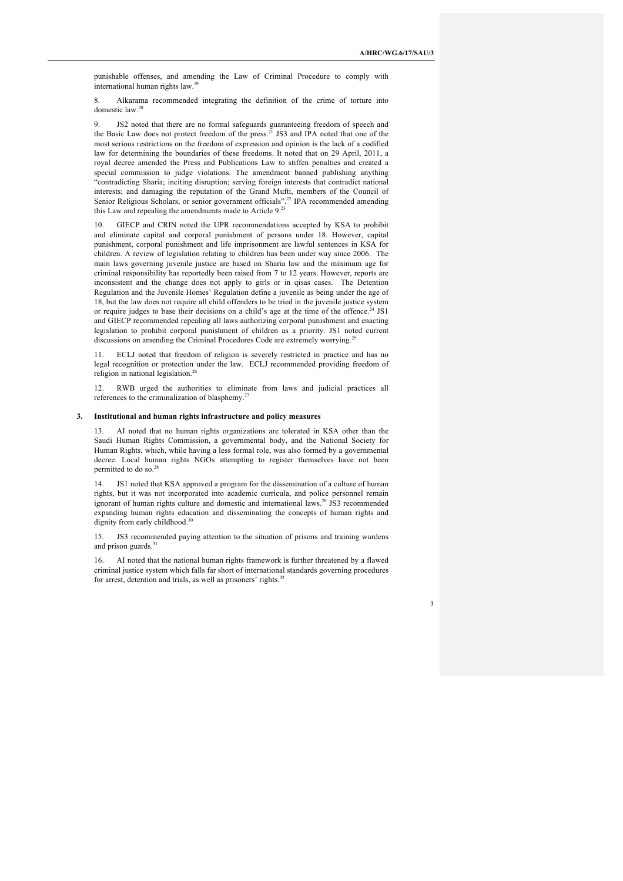punishable offenses, and amending the Law of Criminal Procedure to comply with international human rights law.[19]

8. Alkarama recommended integrating the definition of the crime of torture into domestic law.[20]

9. JS2 noted that there are no formal safeguards guaranteeing freedom of speech and the Basic Law does not protect freedom of the press.[21] JS3 and IPA noted that one of the most serious restrictions on the freedom of expression and opinion is the lack of a codified law for determining the boundaries of these freedoms. It noted that on 29 April, 2011, a royal decree amended the Press and Publications Law to stiffen penalties and created a special commission to judge violations. The amendment banned publishing anything "contradicting Sharia; inciting disruption; serving foreign interests that contradict national interests; and damaging the reputation of the Grand Mufti, members of the Council of Senior Religious Scholars, or senior government officials".[22] IPA recommended amending this Law and repealing the amendments made to Article 9.[23]

10. GIECP and CRIN noted the UPR recommendations accepted by KSA to prohibit and eliminate capital and corporal punishment of persons under 18. However, capital punishment, corporal punishment and life imprisonment are lawful sentences in KSA for children. A review of legislation relating to children has been under way since 2006. The main laws governing juvenile justice are based on Sharia law and the minimum age for criminal responsibility has reportedly been raised from 7 to 12 years. However, reports are inconsistent and the change does not apply to girls or in qisas cases. The Detention Regulation and the Juvenile Homes' Regulation define a juvenile as being under the age of 18, but the law does not require all child offenders to be tried in the juvenile justice system or require judges to base their decisions on a child's age at the time of the offence.[24] JS1 and GIECP recommended repealing all laws authorizing corporal punishment and enacting legislation to prohibit corporal punishment of children as a priority. JS1 noted current discussions on amending the Criminal Procedures Code are extremely worrying.[25]

11. ECLJ noted that freedom of religion is severely restricted in practice and has no legal recognition or protection under the law. ECLJ recommended providing freedom of religion in national legislation.[26]

12. RWB urged the authorities to eliminate from laws and judicial practices all references to the criminalization of blasphemy.[27]

### 3. Institutional and human rights infrastructure and policy measures

13. AI noted that no human rights organizations are tolerated in KSA other than the Saudi Human Rights Commission, a governmental body, and the National Society for Human Rights, which, while having a less formal role, was also formed by a governmental decree. Local human rights NGOs attempting to register themselves have not been permitted to do so.[28]

14. JS1 noted that KSA approved a program for the dissemination of a culture of human rights, but it was not incorporated into academic curricula, and police personnel remain ignorant of human rights culture and domestic and international laws.[29] JS3 recommended expanding human rights education and disseminating the concepts of human rights and dignity from early childhood.[30]

15. JS3 recommended paying attention to the situation of prisons and training wardens and prison guards.[31]

16. AI noted that the national human rights framework is further threatened by a flawed criminal justice system which falls far short of international standards governing procedures for arrest, detention and trials, as well as prisoners' rights.[32]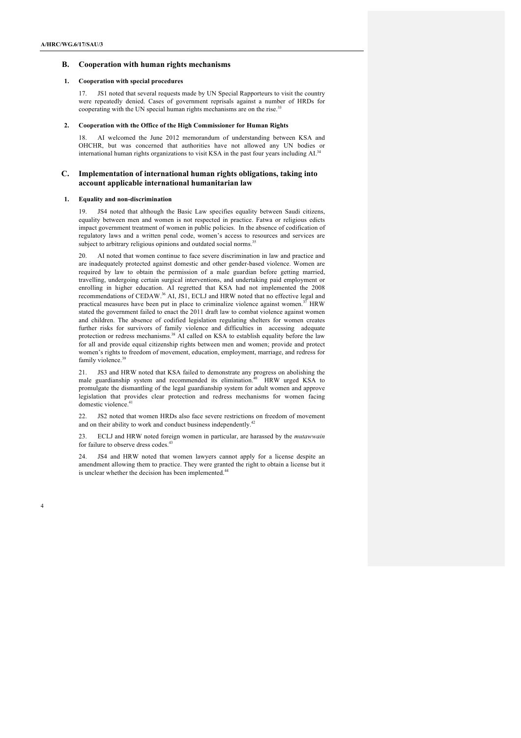## B. Cooperation with human rights mechanisms

### 1. Cooperation with special procedures

17. JS1 noted that several requests made by UN Special Rapporteurs to visit the country were repeatedly denied. Cases of government reprisals against a number of HRDs for cooperating with the UN special human rights mechanisms are on the rise.[33]

### 2. Cooperation with the Office of the High Commissioner for Human Rights

18. AI welcomed the June 2012 memorandum of understanding between KSA and OHCHR, but was concerned that authorities have not allowed any UN bodies or international human rights organizations to visit KSA in the past four years including AI.[34]

## C. Implementation of international human rights obligations, taking into account applicable international humanitarian law

### 1. Equality and non-discrimination

19. JS4 noted that although the Basic Law specifies equality between Saudi citizens, equality between men and women is not respected in practice. Fatwa or religious edicts impact government treatment of women in public policies. In the absence of codification of regulatory laws and a written penal code, women's access to resources and services are subject to arbitrary religious opinions and outdated social norms.[35]

20. AI noted that women continue to face severe discrimination in law and practice and are inadequately protected against domestic and other gender-based violence. Women are required by law to obtain the permission of a male guardian before getting married, travelling, undergoing certain surgical interventions, and undertaking paid employment or enrolling in higher education. AI regretted that KSA had not implemented the 2008 recommendations of CEDAW.[36] AI, JS1, ECLJ and HRW noted that no effective legal and practical measures have been put in place to criminalize violence against women.[37] HRW stated the government failed to enact the 2011 draft law to combat violence against women and children. The absence of codified legislation regulating shelters for women creates further risks for survivors of family violence and difficulties in accessing adequate protection or redress mechanisms.[38] AI called on KSA to establish equality before the law for all and provide equal citizenship rights between men and women; provide and protect women's rights to freedom of movement, education, employment, marriage, and redress for family violence.[39]

21. JS3 and HRW noted that KSA failed to demonstrate any progress on abolishing the male guardianship system and recommended its elimination.[40] HRW urged KSA to promulgate the dismantling of the legal guardianship system for adult women and approve legislation that provides clear protection and redress mechanisms for women facing domestic violence.[41]

22. JS2 noted that women HRDs also face severe restrictions on freedom of movement and on their ability to work and conduct business independently.[42]

23. ECLJ and HRW noted foreign women in particular, are harassed by the *mutawwain* for failure to observe dress codes.[43]

24. JS4 and HRW noted that women lawyers cannot apply for a license despite an amendment allowing them to practice. They were granted the right to obtain a license but it is unclear whether the decision has been implemented.[44]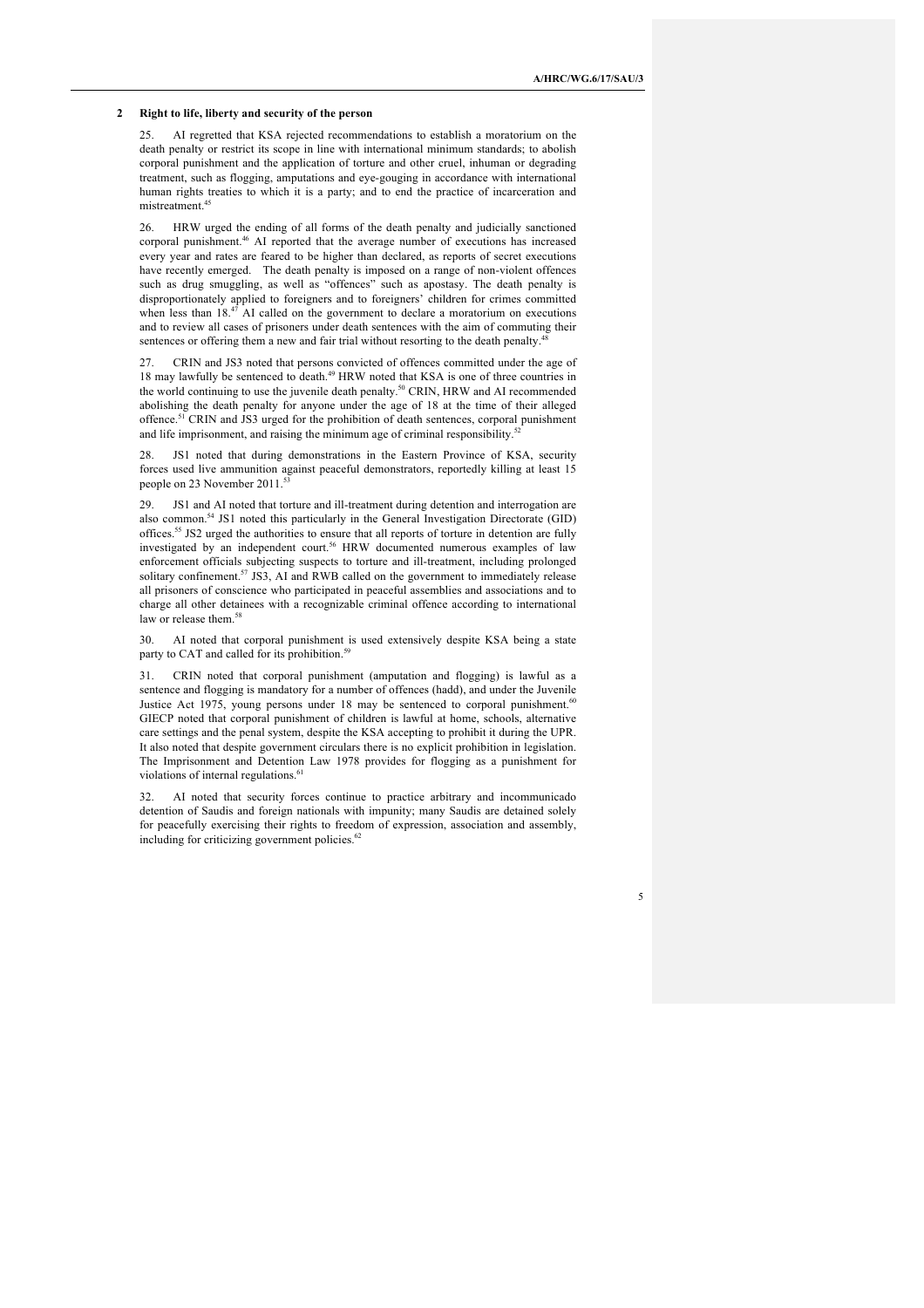## 2 Right to life, liberty and security of the person

25. AI regretted that KSA rejected recommendations to establish a moratorium on the death penalty or restrict its scope in line with international minimum standards; to abolish corporal punishment and the application of torture and other cruel, inhuman or degrading treatment, such as flogging, amputations and eye-gouging in accordance with international human rights treaties to which it is a party; and to end the practice of incarceration and mistreatment.[45]

26. HRW urged the ending of all forms of the death penalty and judicially sanctioned corporal punishment.[46] AI reported that the average number of executions has increased every year and rates are feared to be higher than declared, as reports of secret executions have recently emerged. The death penalty is imposed on a range of non-violent offences such as drug smuggling, as well as "offences" such as apostasy. The death penalty is disproportionately applied to foreigners and to foreigners' children for crimes committed when less than 18.[47] AI called on the government to declare a moratorium on executions and to review all cases of prisoners under death sentences with the aim of commuting their sentences or offering them a new and fair trial without resorting to the death penalty.[48]

27. CRIN and JS3 noted that persons convicted of offences committed under the age of 18 may lawfully be sentenced to death.[49] HRW noted that KSA is one of three countries in the world continuing to use the juvenile death penalty.[50] CRIN, HRW and AI recommended abolishing the death penalty for anyone under the age of 18 at the time of their alleged offence.[51] CRIN and JS3 urged for the prohibition of death sentences, corporal punishment and life imprisonment, and raising the minimum age of criminal responsibility.[52]

28. JS1 noted that during demonstrations in the Eastern Province of KSA, security forces used live ammunition against peaceful demonstrators, reportedly killing at least 15 people on 23 November 2011.[53]

29. JS1 and AI noted that torture and ill-treatment during detention and interrogation are also common.[54] JS1 noted this particularly in the General Investigation Directorate (GID) offices.[55] JS2 urged the authorities to ensure that all reports of torture in detention are fully investigated by an independent court.[56] HRW documented numerous examples of law enforcement officials subjecting suspects to torture and ill-treatment, including prolonged solitary confinement.[57] JS3, AI and RWB called on the government to immediately release all prisoners of conscience who participated in peaceful assemblies and associations and to charge all other detainees with a recognizable criminal offence according to international law or release them.[58]

30. AI noted that corporal punishment is used extensively despite KSA being a state party to CAT and called for its prohibition.[59]

31. CRIN noted that corporal punishment (amputation and flogging) is lawful as a sentence and flogging is mandatory for a number of offences (hadd), and under the Juvenile Justice Act 1975, young persons under 18 may be sentenced to corporal punishment.[60] GIECP noted that corporal punishment of children is lawful at home, schools, alternative care settings and the penal system, despite the KSA accepting to prohibit it during the UPR. It also noted that despite government circulars there is no explicit prohibition in legislation. The Imprisonment and Detention Law 1978 provides for flogging as a punishment for violations of internal regulations.[61]

32. AI noted that security forces continue to practice arbitrary and incommunicado detention of Saudis and foreign nationals with impunity; many Saudis are detained solely for peacefully exercising their rights to freedom of expression, association and assembly, including for criticizing government policies.[62]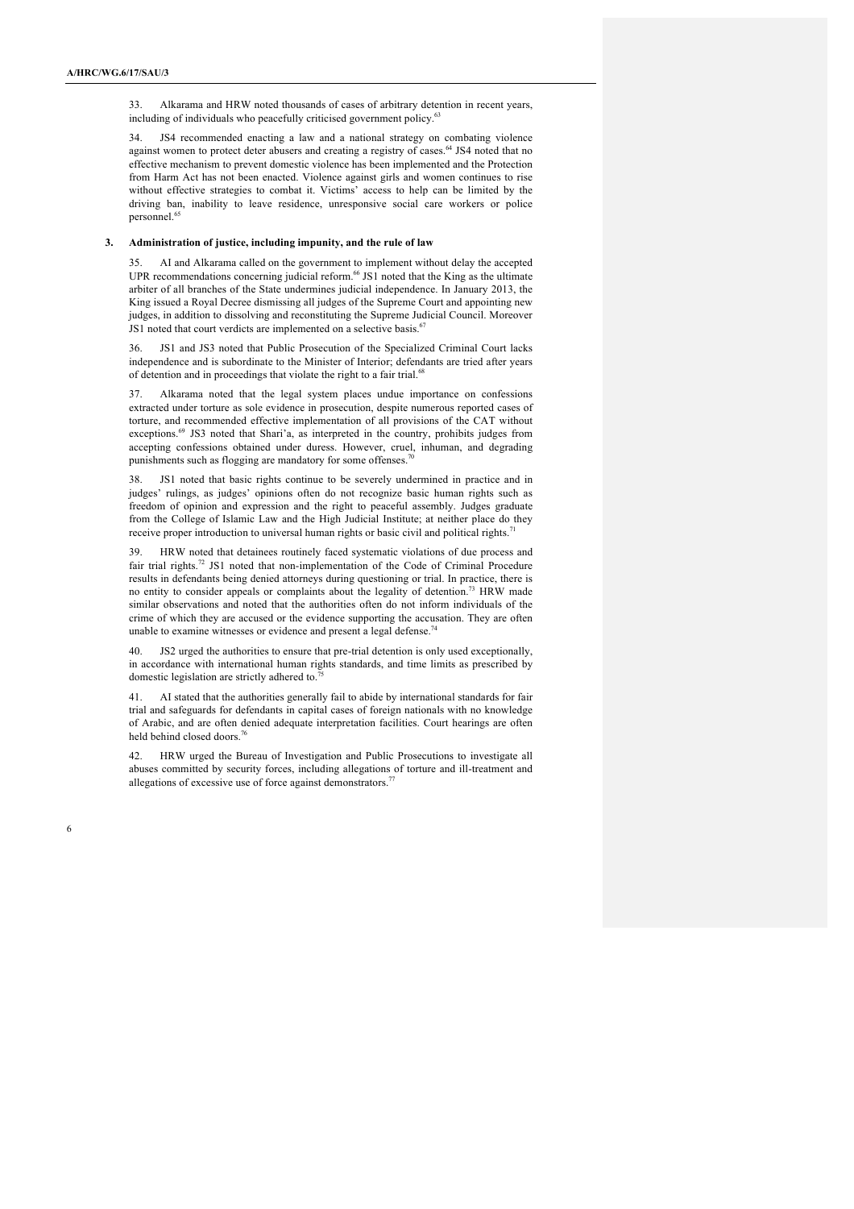33. Alkarama and HRW noted thousands of cases of arbitrary detention in recent years, including of individuals who peacefully criticised government policy.[63]

34. JS4 recommended enacting a law and a national strategy on combating violence against women to protect deter abusers and creating a registry of cases.[64] JS4 noted that no effective mechanism to prevent domestic violence has been implemented and the Protection from Harm Act has not been enacted. Violence against girls and women continues to rise without effective strategies to combat it. Victims' access to help can be limited by the driving ban, inability to leave residence, unresponsive social care workers or police personnel.[65]

### 3. Administration of justice, including impunity, and the rule of law

35. AI and Alkarama called on the government to implement without delay the accepted UPR recommendations concerning judicial reform.[66] JS1 noted that the King as the ultimate arbiter of all branches of the State undermines judicial independence. In January 2013, the King issued a Royal Decree dismissing all judges of the Supreme Court and appointing new judges, in addition to dissolving and reconstituting the Supreme Judicial Council. Moreover JS1 noted that court verdicts are implemented on a selective basis.[67]

36. JS1 and JS3 noted that Public Prosecution of the Specialized Criminal Court lacks independence and is subordinate to the Minister of Interior; defendants are tried after years of detention and in proceedings that violate the right to a fair trial.[68]

37. Alkarama noted that the legal system places undue importance on confessions extracted under torture as sole evidence in prosecution, despite numerous reported cases of torture, and recommended effective implementation of all provisions of the CAT without exceptions.[69] JS3 noted that Shari'a, as interpreted in the country, prohibits judges from accepting confessions obtained under duress. However, cruel, inhuman, and degrading punishments such as flogging are mandatory for some offenses.[70]

38. JS1 noted that basic rights continue to be severely undermined in practice and in judges' rulings, as judges' opinions often do not recognize basic human rights such as freedom of opinion and expression and the right to peaceful assembly. Judges graduate from the College of Islamic Law and the High Judicial Institute; at neither place do they receive proper introduction to universal human rights or basic civil and political rights.[71]

39. HRW noted that detainees routinely faced systematic violations of due process and fair trial rights.[72] JS1 noted that non-implementation of the Code of Criminal Procedure results in defendants being denied attorneys during questioning or trial. In practice, there is no entity to consider appeals or complaints about the legality of detention.[73] HRW made similar observations and noted that the authorities often do not inform individuals of the crime of which they are accused or the evidence supporting the accusation. They are often unable to examine witnesses or evidence and present a legal defense.[74]

40. JS2 urged the authorities to ensure that pre-trial detention is only used exceptionally, in accordance with international human rights standards, and time limits as prescribed by domestic legislation are strictly adhered to.[75]

41. AI stated that the authorities generally fail to abide by international standards for fair trial and safeguards for defendants in capital cases of foreign nationals with no knowledge of Arabic, and are often denied adequate interpretation facilities. Court hearings are often held behind closed doors.[76]

42. HRW urged the Bureau of Investigation and Public Prosecutions to investigate all abuses committed by security forces, including allegations of torture and ill-treatment and allegations of excessive use of force against demonstrators.[77]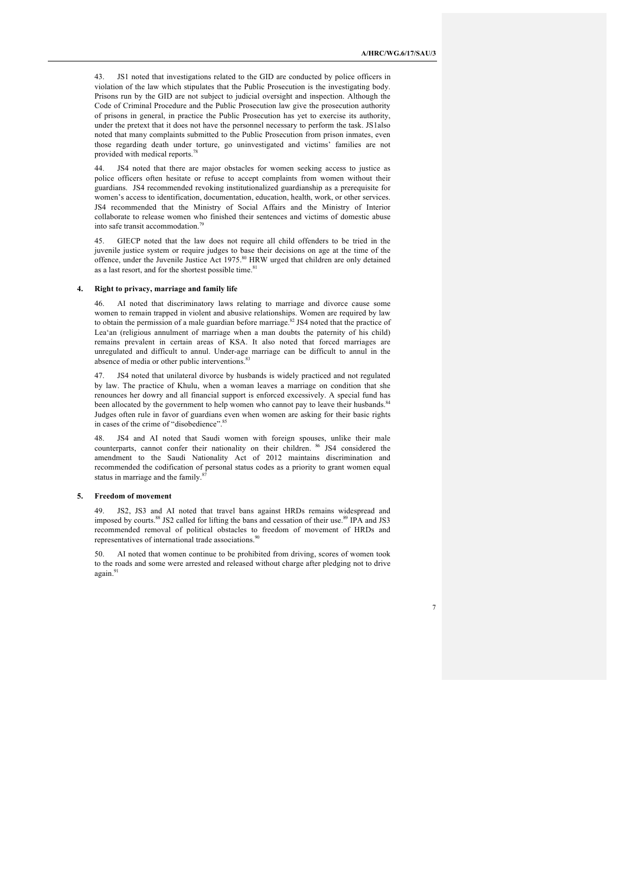43. JS1 noted that investigations related to the GID are conducted by police officers in violation of the law which stipulates that the Public Prosecution is the investigating body. Prisons run by the GID are not subject to judicial oversight and inspection. Although the Code of Criminal Procedure and the Public Prosecution law give the prosecution authority of prisons in general, in practice the Public Prosecution has yet to exercise its authority, under the pretext that it does not have the personnel necessary to perform the task. JS1also noted that many complaints submitted to the Public Prosecution from prison inmates, even those regarding death under torture, go uninvestigated and victims' families are not provided with medical reports.[78]

44. JS4 noted that there are major obstacles for women seeking access to justice as police officers often hesitate or refuse to accept complaints from women without their guardians. JS4 recommended revoking institutionalized guardianship as a prerequisite for women's access to identification, documentation, education, health, work, or other services. JS4 recommended that the Ministry of Social Affairs and the Ministry of Interior collaborate to release women who finished their sentences and victims of domestic abuse into safe transit accommodation.[79]

45. GIECP noted that the law does not require all child offenders to be tried in the juvenile justice system or require judges to base their decisions on age at the time of the offence, under the Juvenile Justice Act 1975.[80] HRW urged that children are only detained as a last resort, and for the shortest possible time.[81]

### 4. Right to privacy, marriage and family life

46. AI noted that discriminatory laws relating to marriage and divorce cause some women to remain trapped in violent and abusive relationships. Women are required by law to obtain the permission of a male guardian before marriage.[82] JS4 noted that the practice of Lea'an (religious annulment of marriage when a man doubts the paternity of his child) remains prevalent in certain areas of KSA. It also noted that forced marriages are unregulated and difficult to annul. Under-age marriage can be difficult to annul in the absence of media or other public interventions.[83]

47. JS4 noted that unilateral divorce by husbands is widely practiced and not regulated by law. The practice of Khulu, when a woman leaves a marriage on condition that she renounces her dowry and all financial support is enforced excessively. A special fund has been allocated by the government to help women who cannot pay to leave their husbands.[84] Judges often rule in favor of guardians even when women are asking for their basic rights in cases of the crime of "disobedience".[85]

48. JS4 and AI noted that Saudi women with foreign spouses, unlike their male counterparts, cannot confer their nationality on their children. [86] JS4 considered the amendment to the Saudi Nationality Act of 2012 maintains discrimination and recommended the codification of personal status codes as a priority to grant women equal status in marriage and the family.[87]

### 5. Freedom of movement

49. JS2, JS3 and AI noted that travel bans against HRDs remains widespread and imposed by courts.[88] JS2 called for lifting the bans and cessation of their use.[89] IPA and JS3 recommended removal of political obstacles to freedom of movement of HRDs and representatives of international trade associations.[90]

50. AI noted that women continue to be prohibited from driving, scores of women took to the roads and some were arrested and released without charge after pledging not to drive again.[91]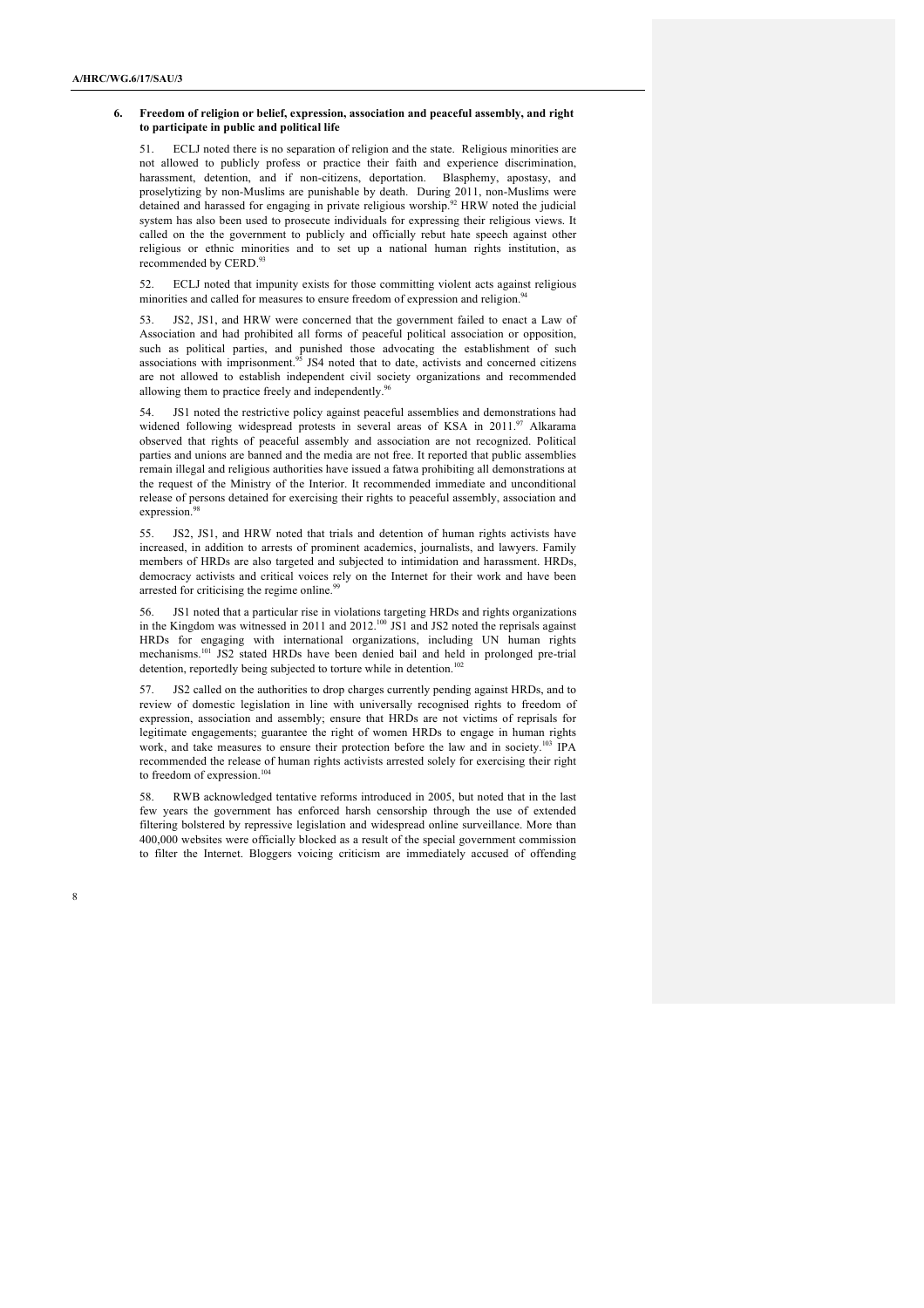### 6. Freedom of religion or belief, expression, association and peaceful assembly, and right to participate in public and political life

51. ECLJ noted there is no separation of religion and the state. Religious minorities are not allowed to publicly profess or practice their faith and experience discrimination, harassment, detention, and if non-citizens, deportation. Blasphemy, apostasy, and proselytizing by non-Muslims are punishable by death. During 2011, non-Muslims were detained and harassed for engaging in private religious worship.[92] HRW noted the judicial system has also been used to prosecute individuals for expressing their religious views. It called on the the government to publicly and officially rebut hate speech against other religious or ethnic minorities and to set up a national human rights institution, as recommended by CERD.[93]

52. ECLJ noted that impunity exists for those committing violent acts against religious minorities and called for measures to ensure freedom of expression and religion.[94]

53. JS2, JS1, and HRW were concerned that the government failed to enact a Law of Association and had prohibited all forms of peaceful political association or opposition, such as political parties, and punished those advocating the establishment of such associations with imprisonment.[95] JS4 noted that to date, activists and concerned citizens are not allowed to establish independent civil society organizations and recommended allowing them to practice freely and independently.[96]

54. JS1 noted the restrictive policy against peaceful assemblies and demonstrations had widened following widespread protests in several areas of KSA in 2011.[97] Alkarama observed that rights of peaceful assembly and association are not recognized. Political parties and unions are banned and the media are not free. It reported that public assemblies remain illegal and religious authorities have issued a fatwa prohibiting all demonstrations at the request of the Ministry of the Interior. It recommended immediate and unconditional release of persons detained for exercising their rights to peaceful assembly, association and expression.[98]

55. JS2, JS1, and HRW noted that trials and detention of human rights activists have increased, in addition to arrests of prominent academics, journalists, and lawyers. Family members of HRDs are also targeted and subjected to intimidation and harassment. HRDs, democracy activists and critical voices rely on the Internet for their work and have been arrested for criticising the regime online.[99]

56. JS1 noted that a particular rise in violations targeting HRDs and rights organizations in the Kingdom was witnessed in 2011 and 2012.[100] JS1 and JS2 noted the reprisals against HRDs for engaging with international organizations, including UN human rights mechanisms.[101] JS2 stated HRDs have been denied bail and held in prolonged pre-trial detention, reportedly being subjected to torture while in detention.[102]

57. JS2 called on the authorities to drop charges currently pending against HRDs, and to review of domestic legislation in line with universally recognised rights to freedom of expression, association and assembly; ensure that HRDs are not victims of reprisals for legitimate engagements; guarantee the right of women HRDs to engage in human rights work, and take measures to ensure their protection before the law and in society.[103] IPA recommended the release of human rights activists arrested solely for exercising their right to freedom of expression.[104]

58. RWB acknowledged tentative reforms introduced in 2005, but noted that in the last few years the government has enforced harsh censorship through the use of extended filtering bolstered by repressive legislation and widespread online surveillance. More than 400,000 websites were officially blocked as a result of the special government commission to filter the Internet. Bloggers voicing criticism are immediately accused of offending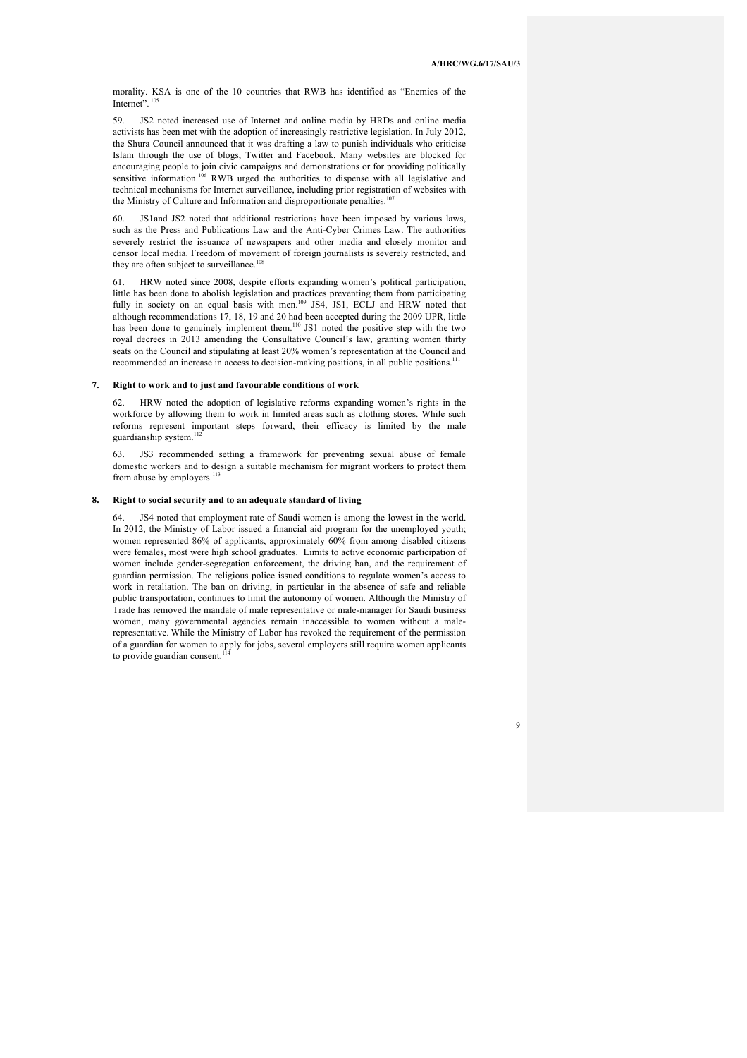morality. KSA is one of the 10 countries that RWB has identified as "Enemies of the Internet".[105]

59. JS2 noted increased use of Internet and online media by HRDs and online media activists has been met with the adoption of increasingly restrictive legislation. In July 2012, the Shura Council announced that it was drafting a law to punish individuals who criticise Islam through the use of blogs, Twitter and Facebook. Many websites are blocked for encouraging people to join civic campaigns and demonstrations or for providing politically sensitive information.[106] RWB urged the authorities to dispense with all legislative and technical mechanisms for Internet surveillance, including prior registration of websites with the Ministry of Culture and Information and disproportionate penalties.[107]

60. JS1and JS2 noted that additional restrictions have been imposed by various laws, such as the Press and Publications Law and the Anti-Cyber Crimes Law. The authorities severely restrict the issuance of newspapers and other media and closely monitor and censor local media. Freedom of movement of foreign journalists is severely restricted, and they are often subject to surveillance.[108]

61. HRW noted since 2008, despite efforts expanding women's political participation, little has been done to abolish legislation and practices preventing them from participating fully in society on an equal basis with men.[109] JS4, JS1, ECLJ and HRW noted that although recommendations 17, 18, 19 and 20 had been accepted during the 2009 UPR, little has been done to genuinely implement them.[110] JS1 noted the positive step with the two royal decrees in 2013 amending the Consultative Council's law, granting women thirty seats on the Council and stipulating at least 20% women's representation at the Council and recommended an increase in access to decision-making positions, in all public positions.[111]

### 7. Right to work and to just and favourable conditions of work

62. HRW noted the adoption of legislative reforms expanding women's rights in the workforce by allowing them to work in limited areas such as clothing stores. While such reforms represent important steps forward, their efficacy is limited by the male guardianship system.[112]

63. JS3 recommended setting a framework for preventing sexual abuse of female domestic workers and to design a suitable mechanism for migrant workers to protect them from abuse by employers.[113]

### 8. Right to social security and to an adequate standard of living

64. JS4 noted that employment rate of Saudi women is among the lowest in the world. In 2012, the Ministry of Labor issued a financial aid program for the unemployed youth; women represented 86% of applicants, approximately 60% from among disabled citizens were females, most were high school graduates. Limits to active economic participation of women include gender-segregation enforcement, the driving ban, and the requirement of guardian permission. The religious police issued conditions to regulate women's access to work in retaliation. The ban on driving, in particular in the absence of safe and reliable public transportation, continues to limit the autonomy of women. Although the Ministry of Trade has removed the mandate of male representative or male-manager for Saudi business women, many governmental agencies remain inaccessible to women without a male-representative. While the Ministry of Labor has revoked the requirement of the permission of a guardian for women to apply for jobs, several employers still require women applicants to provide guardian consent.[114]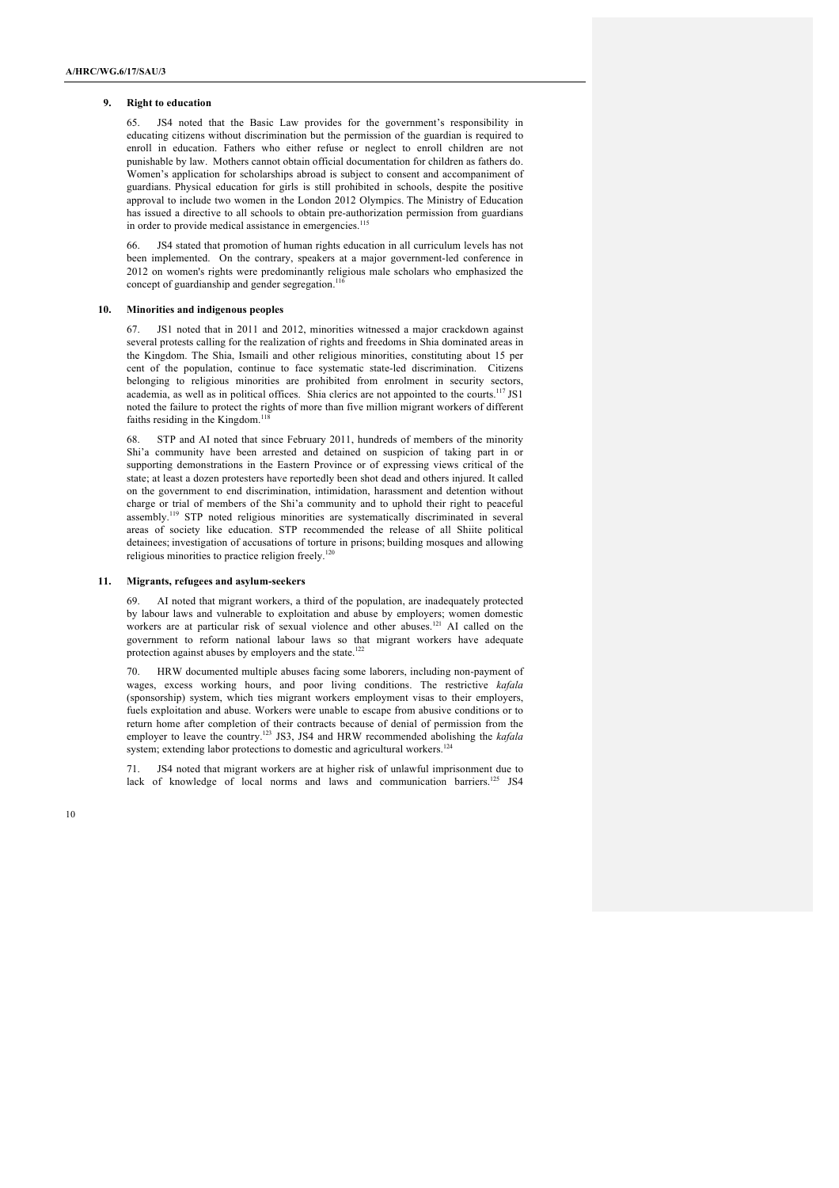### 9. Right to education

65. JS4 noted that the Basic Law provides for the government's responsibility in educating citizens without discrimination but the permission of the guardian is required to enroll in education. Fathers who either refuse or neglect to enroll children are not punishable by law. Mothers cannot obtain official documentation for children as fathers do. Women's application for scholarships abroad is subject to consent and accompaniment of guardians. Physical education for girls is still prohibited in schools, despite the positive approval to include two women in the London 2012 Olympics. The Ministry of Education has issued a directive to all schools to obtain pre-authorization permission from guardians in order to provide medical assistance in emergencies.[115]

66. JS4 stated that promotion of human rights education in all curriculum levels has not been implemented. On the contrary, speakers at a major government-led conference in 2012 on women's rights were predominantly religious male scholars who emphasized the concept of guardianship and gender segregation.[116]

### 10. Minorities and indigenous peoples

67. JS1 noted that in 2011 and 2012, minorities witnessed a major crackdown against several protests calling for the realization of rights and freedoms in Shia dominated areas in the Kingdom. The Shia, Ismaili and other religious minorities, constituting about 15 per cent of the population, continue to face systematic state-led discrimination. Citizens belonging to religious minorities are prohibited from enrolment in security sectors, academia, as well as in political offices. Shia clerics are not appointed to the courts.[117] JS1 noted the failure to protect the rights of more than five million migrant workers of different faiths residing in the Kingdom.[118]

68. STP and AI noted that since February 2011, hundreds of members of the minority Shi'a community have been arrested and detained on suspicion of taking part in or supporting demonstrations in the Eastern Province or of expressing views critical of the state; at least a dozen protesters have reportedly been shot dead and others injured. It called on the government to end discrimination, intimidation, harassment and detention without charge or trial of members of the Shi'a community and to uphold their right to peaceful assembly.[119] STP noted religious minorities are systematically discriminated in several areas of society like education. STP recommended the release of all Shiite political detainees; investigation of accusations of torture in prisons; building mosques and allowing religious minorities to practice religion freely.[120]

### 11. Migrants, refugees and asylum-seekers

69. AI noted that migrant workers, a third of the population, are inadequately protected by labour laws and vulnerable to exploitation and abuse by employers; women domestic workers are at particular risk of sexual violence and other abuses.[121] AI called on the government to reform national labour laws so that migrant workers have adequate protection against abuses by employers and the state.[122]

70. HRW documented multiple abuses facing some laborers, including non-payment of wages, excess working hours, and poor living conditions. The restrictive *kafala* (sponsorship) system, which ties migrant workers employment visas to their employers, fuels exploitation and abuse. Workers were unable to escape from abusive conditions or to return home after completion of their contracts because of denial of permission from the employer to leave the country.[123] JS3, JS4 and HRW recommended abolishing the *kafala* system; extending labor protections to domestic and agricultural workers.[124]

71. JS4 noted that migrant workers are at higher risk of unlawful imprisonment due to lack of knowledge of local norms and laws and communication barriers.[125] JS4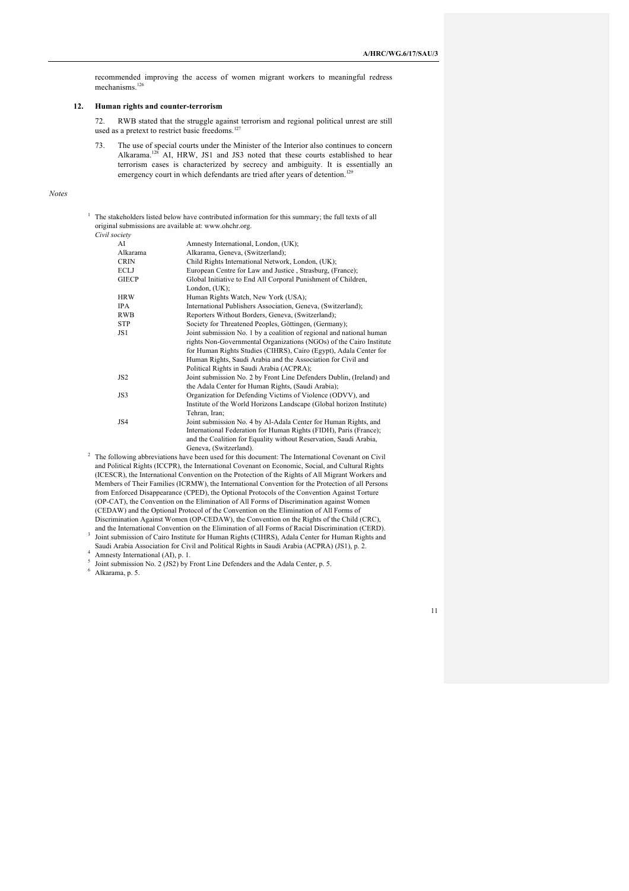recommended improving the access of women migrant workers to meaningful redress mechanisms.[126]

## 12. Human rights and counter-terrorism

72. RWB stated that the struggle against terrorism and regional political unrest are still used as a pretext to restrict basic freedoms.[127]

73. The use of special courts under the Minister of the Interior also continues to concern Alkarama.[128] AI, HRW, JS1 and JS3 noted that these courts established to hear terrorism cases is characterized by secrecy and ambiguity. It is essentially an emergency court in which defendants are tried after years of detention.[129]

*Notes*

[1] The stakeholders listed below have contributed information for this summary; the full texts of all original submissions are available at: www.ohchr.org.

*Civil society*

| | |
|---|---|
| AI | Amnesty International, London, (UK); |
| Alkarama | Alkarama, Geneva, (Switzerland); |
| CRIN | Child Rights International Network, London, (UK); |
| ECLJ | European Centre for Law and Justice , Strasburg, (France); |
| GIECP | Global Initiative to End All Corporal Punishment of Children, London, (UK); |
| HRW | Human Rights Watch, New York (USA); |
| IPA | International Publishers Association, Geneva, (Switzerland); |
| RWB | Reporters Without Borders, Geneva, (Switzerland); |
| STP | Society for Threatened Peoples, Göttingen, (Germany); |
| JS1 | Joint submission No. 1 by a coalition of regional and national human rights Non-Governmental Organizations (NGOs) of the Cairo Institute for Human Rights Studies (CIHRS), Cairo (Egypt), Adala Center for Human Rights, Saudi Arabia and the Association for Civil and Political Rights in Saudi Arabia (ACPRA); |
| JS2 | Joint submission No. 2 by Front Line Defenders Dublin, (Ireland) and the Adala Center for Human Rights, (Saudi Arabia); |
| JS3 | Organization for Defending Victims of Violence (ODVV), and Institute of the World Horizons Landscape (Global horizon Institute) Tehran, Iran; |
| JS4 | Joint submission No. 4 by Al-Adala Center for Human Rights, and International Federation for Human Rights (FIDH), Paris (France); and the Coalition for Equality without Reservation, Saudi Arabia, Geneva, (Switzerland). |

[2] The following abbreviations have been used for this document: The International Covenant on Civil and Political Rights (ICCPR), the International Covenant on Economic, Social, and Cultural Rights (ICESCR), the International Convention on the Protection of the Rights of All Migrant Workers and Members of Their Families (ICRMW), the International Convention for the Protection of all Persons from Enforced Disappearance (CPED), the Optional Protocols of the Convention Against Torture (OP-CAT), the Convention on the Elimination of All Forms of Discrimination against Women (CEDAW) and the Optional Protocol of the Convention on the Elimination of All Forms of Discrimination Against Women (OP-CEDAW), the Convention on the Rights of the Child (CRC), and the International Convention on the Elimination of all Forms of Racial Discrimination (CERD).

[3] Joint submission of Cairo Institute for Human Rights (CIHRS), Adala Center for Human Rights and Saudi Arabia Association for Civil and Political Rights in Saudi Arabia (ACPRA) (JS1), p. 2.

[4] Amnesty International (AI), p. 1.

[5] Joint submission No. 2 (JS2) by Front Line Defenders and the Adala Center, p. 5.

[6] Alkarama, p. 5.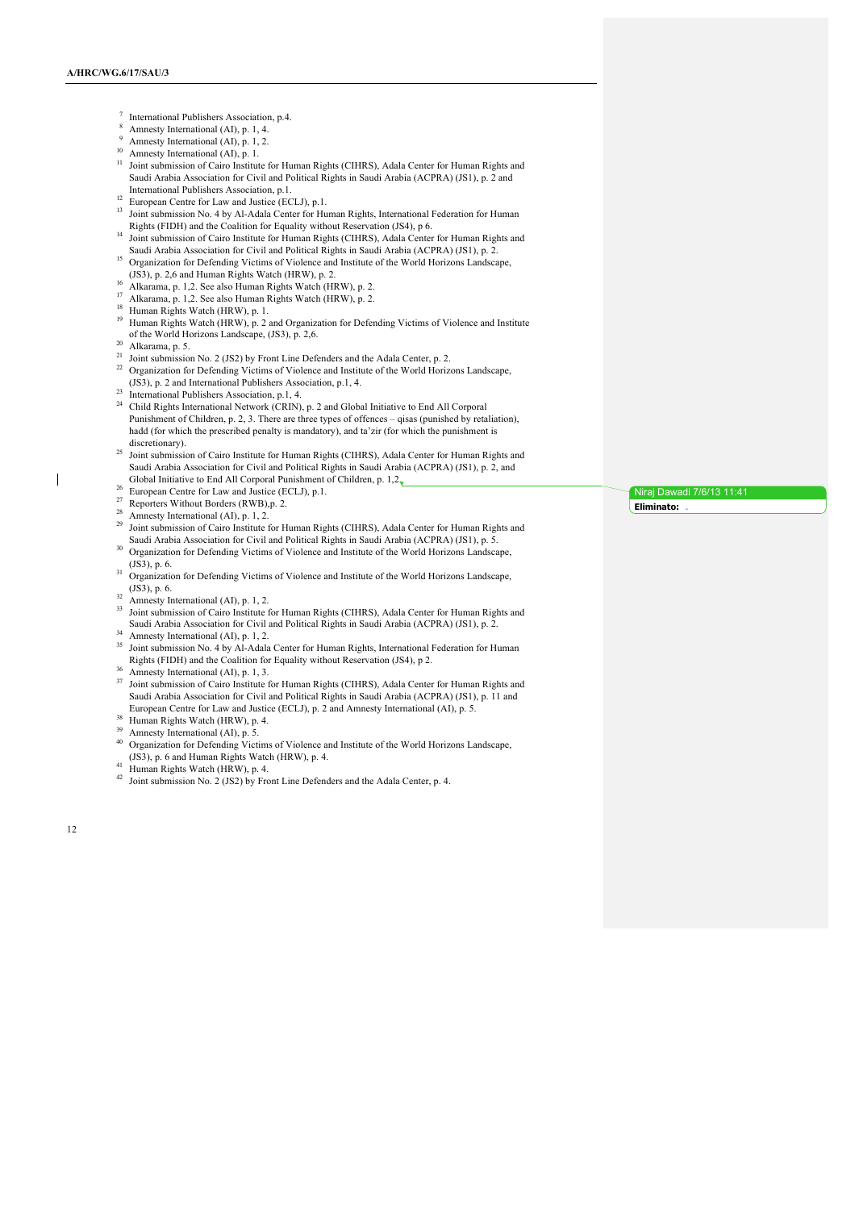[7] International Publishers Association, p.4.

[8] Amnesty International (AI), p. 1, 4.

[9] Amnesty International (AI), p. 1, 2.

[10] Amnesty International (AI), p. 1.

[11] Joint submission of Cairo Institute for Human Rights (CIHRS), Adala Center for Human Rights and Saudi Arabia Association for Civil and Political Rights in Saudi Arabia (ACPRA) (JS1), p. 2 and International Publishers Association, p.1.

[12] European Centre for Law and Justice (ECLJ), p.1.

[13] Joint submission No. 4 by Al-Adala Center for Human Rights, International Federation for Human Rights (FIDH) and the Coalition for Equality without Reservation (JS4), p 6.

[14] Joint submission of Cairo Institute for Human Rights (CIHRS), Adala Center for Human Rights and Saudi Arabia Association for Civil and Political Rights in Saudi Arabia (ACPRA) (JS1), p. 2.

[15] Organization for Defending Victims of Violence and Institute of the World Horizons Landscape, (JS3), p. 2,6 and Human Rights Watch (HRW), p. 2.

[16] Alkarama, p. 1,2. See also Human Rights Watch (HRW), p. 2.

[17] Alkarama, p. 1,2. See also Human Rights Watch (HRW), p. 2.

[18] Human Rights Watch (HRW), p. 1.

[19] Human Rights Watch (HRW), p. 2 and Organization for Defending Victims of Violence and Institute of the World Horizons Landscape, (JS3), p. 2,6.

[20] Alkarama, p. 5.

[21] Joint submission No. 2 (JS2) by Front Line Defenders and the Adala Center, p. 2.

[22] Organization for Defending Victims of Violence and Institute of the World Horizons Landscape, (JS3), p. 2 and International Publishers Association, p.1, 4.

[23] International Publishers Association, p.1, 4.

[24] Child Rights International Network (CRIN), p. 2 and Global Initiative to End All Corporal Punishment of Children, p. 2, 3. There are three types of offences – qisas (punished by retaliation), hadd (for which the prescribed penalty is mandatory), and ta'zir (for which the punishment is discretionary).

[25] Joint submission of Cairo Institute for Human Rights (CIHRS), Adala Center for Human Rights and Saudi Arabia Association for Civil and Political Rights in Saudi Arabia (ACPRA) (JS1), p. 2, and Global Initiative to End All Corporal Punishment of Children, p. 1,2.

[26] European Centre for Law and Justice (ECLJ), p.1.

[27] Reporters Without Borders (RWB),p. 2.

[28] Amnesty International (AI), p. 1, 2.

[29] Joint submission of Cairo Institute for Human Rights (CIHRS), Adala Center for Human Rights and Saudi Arabia Association for Civil and Political Rights in Saudi Arabia (ACPRA) (JS1), p. 5.

[30] Organization for Defending Victims of Violence and Institute of the World Horizons Landscape, (JS3), p. 6.

[31] Organization for Defending Victims of Violence and Institute of the World Horizons Landscape, (JS3), p. 6.

[32] Amnesty International (AI), p. 1, 2.

[33] Joint submission of Cairo Institute for Human Rights (CIHRS), Adala Center for Human Rights and Saudi Arabia Association for Civil and Political Rights in Saudi Arabia (ACPRA) (JS1), p. 2.

[34] Amnesty International (AI), p. 1, 2.

[35] Joint submission No. 4 by Al-Adala Center for Human Rights, International Federation for Human Rights (FIDH) and the Coalition for Equality without Reservation (JS4), p 2.

[36] Amnesty International (AI), p. 1, 3.

[37] Joint submission of Cairo Institute for Human Rights (CIHRS), Adala Center for Human Rights and Saudi Arabia Association for Civil and Political Rights in Saudi Arabia (ACPRA) (JS1), p. 11 and European Centre for Law and Justice (ECLJ), p. 2 and Amnesty International (AI), p. 5.

[38] Human Rights Watch (HRW), p. 4.

[39] Amnesty International (AI), p. 5.

[40] Organization for Defending Victims of Violence and Institute of the World Horizons Landscape, (JS3), p. 6 and Human Rights Watch (HRW), p. 4.

[41] Human Rights Watch (HRW), p. 4.

[42] Joint submission No. 2 (JS2) by Front Line Defenders and the Adala Center, p. 4.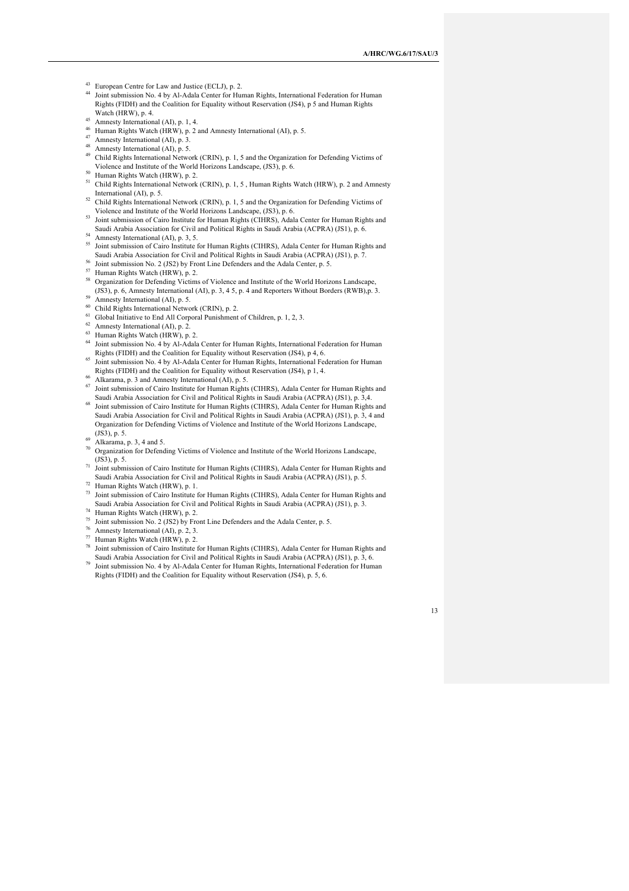[43] European Centre for Law and Justice (ECLJ), p. 2.

[44] Joint submission No. 4 by Al-Adala Center for Human Rights, International Federation for Human Rights (FIDH) and the Coalition for Equality without Reservation (JS4), p 5 and Human Rights Watch (HRW), p. 4.

[45] Amnesty International (AI), p. 1, 4.

[46] Human Rights Watch (HRW), p. 2 and Amnesty International (AI), p. 5.

[47] Amnesty International (AI), p. 3.

[48] Amnesty International (AI), p. 5.

[49] Child Rights International Network (CRIN), p. 1, 5 and the Organization for Defending Victims of Violence and Institute of the World Horizons Landscape, (JS3), p. 6.

[50] Human Rights Watch (HRW), p. 2.

[51] Child Rights International Network (CRIN), p. 1, 5 , Human Rights Watch (HRW), p. 2 and Amnesty International (AI), p. 5.

[52] Child Rights International Network (CRIN), p. 1, 5 and the Organization for Defending Victims of Violence and Institute of the World Horizons Landscape, (JS3), p. 6.

[53] Joint submission of Cairo Institute for Human Rights (CIHRS), Adala Center for Human Rights and Saudi Arabia Association for Civil and Political Rights in Saudi Arabia (ACPRA) (JS1), p. 6.

[54] Amnesty International (AI), p. 3, 5.

[55] Joint submission of Cairo Institute for Human Rights (CIHRS), Adala Center for Human Rights and Saudi Arabia Association for Civil and Political Rights in Saudi Arabia (ACPRA) (JS1), p. 7.

[56] Joint submission No. 2 (JS2) by Front Line Defenders and the Adala Center, p. 5.

[57] Human Rights Watch (HRW), p. 2.

[58] Organization for Defending Victims of Violence and Institute of the World Horizons Landscape, (JS3), p. 6, Amnesty International (AI), p. 3, 4 5, p. 4 and Reporters Without Borders (RWB),p. 3.

[59] Amnesty International (AI), p. 5.

[60] Child Rights International Network (CRIN), p. 2.

[61] Global Initiative to End All Corporal Punishment of Children, p. 1, 2, 3.

[62] Amnesty International (AI), p. 2.

[63] Human Rights Watch (HRW), p. 2.

[64] Joint submission No. 4 by Al-Adala Center for Human Rights, International Federation for Human Rights (FIDH) and the Coalition for Equality without Reservation (JS4), p 4, 6.

[65] Joint submission No. 4 by Al-Adala Center for Human Rights, International Federation for Human Rights (FIDH) and the Coalition for Equality without Reservation (JS4), p 1, 4.

[66] Alkarama, p. 3 and Amnesty International (AI), p. 5.

[67] Joint submission of Cairo Institute for Human Rights (CIHRS), Adala Center for Human Rights and Saudi Arabia Association for Civil and Political Rights in Saudi Arabia (ACPRA) (JS1), p. 3,4.

[68] Joint submission of Cairo Institute for Human Rights (CIHRS), Adala Center for Human Rights and Saudi Arabia Association for Civil and Political Rights in Saudi Arabia (ACPRA) (JS1), p. 3, 4 and Organization for Defending Victims of Violence and Institute of the World Horizons Landscape, (JS3), p. 5.

[69] Alkarama, p. 3, 4 and 5.

[70] Organization for Defending Victims of Violence and Institute of the World Horizons Landscape, (JS3), p. 5.

[71] Joint submission of Cairo Institute for Human Rights (CIHRS), Adala Center for Human Rights and Saudi Arabia Association for Civil and Political Rights in Saudi Arabia (ACPRA) (JS1), p. 5.

[72] Human Rights Watch (HRW), p. 1.

[73] Joint submission of Cairo Institute for Human Rights (CIHRS), Adala Center for Human Rights and Saudi Arabia Association for Civil and Political Rights in Saudi Arabia (ACPRA) (JS1), p. 3.

[74] Human Rights Watch (HRW), p. 2.

[75] Joint submission No. 2 (JS2) by Front Line Defenders and the Adala Center, p. 5.

[76] Amnesty International (AI), p. 2, 3.

[77] Human Rights Watch (HRW), p. 2.

[78] Joint submission of Cairo Institute for Human Rights (CIHRS), Adala Center for Human Rights and Saudi Arabia Association for Civil and Political Rights in Saudi Arabia (ACPRA) (JS1), p. 3, 6.

[79] Joint submission No. 4 by Al-Adala Center for Human Rights, International Federation for Human Rights (FIDH) and the Coalition for Equality without Reservation (JS4), p. 5, 6.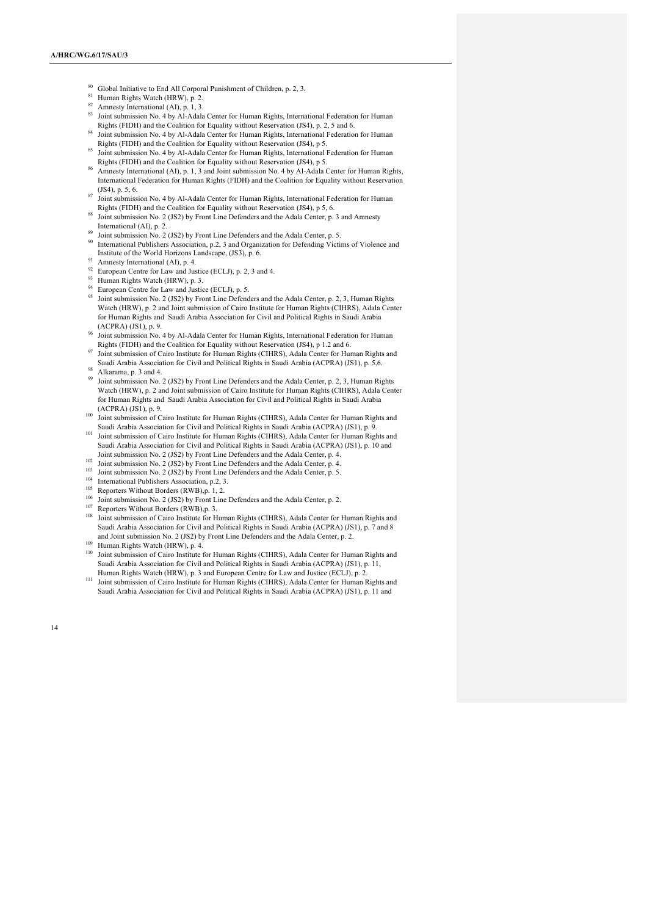[80] Global Initiative to End All Corporal Punishment of Children, p. 2, 3.

[81] Human Rights Watch (HRW), p. 2.

[82] Amnesty International (AI), p. 1, 3.

[83] Joint submission No. 4 by Al-Adala Center for Human Rights, International Federation for Human Rights (FIDH) and the Coalition for Equality without Reservation (JS4), p. 2, 5 and 6.

[84] Joint submission No. 4 by Al-Adala Center for Human Rights, International Federation for Human Rights (FIDH) and the Coalition for Equality without Reservation (JS4), p 5.

[85] Joint submission No. 4 by Al-Adala Center for Human Rights, International Federation for Human Rights (FIDH) and the Coalition for Equality without Reservation (JS4), p 5.

[86] Amnesty International (AI), p. 1, 3 and Joint submission No. 4 by Al-Adala Center for Human Rights, International Federation for Human Rights (FIDH) and the Coalition for Equality without Reservation (JS4), p. 5, 6.

[87] Joint submission No. 4 by Al-Adala Center for Human Rights, International Federation for Human Rights (FIDH) and the Coalition for Equality without Reservation (JS4), p 5, 6.

[88] Joint submission No. 2 (JS2) by Front Line Defenders and the Adala Center, p. 3 and Amnesty International (AI), p. 2.

[89] Joint submission No. 2 (JS2) by Front Line Defenders and the Adala Center, p. 5.

[90] International Publishers Association, p.2, 3 and Organization for Defending Victims of Violence and Institute of the World Horizons Landscape, (JS3), p. 6.

[91] Amnesty International (AI), p. 4.

[92] European Centre for Law and Justice (ECLJ), p. 2, 3 and 4.

[93] Human Rights Watch (HRW), p. 3.

[94] European Centre for Law and Justice (ECLJ), p. 5.

[95] Joint submission No. 2 (JS2) by Front Line Defenders and the Adala Center, p. 2, 3, Human Rights Watch (HRW), p. 2 and Joint submission of Cairo Institute for Human Rights (CIHRS), Adala Center for Human Rights and Saudi Arabia Association for Civil and Political Rights in Saudi Arabia (ACPRA) (JS1), p. 9.

[96] Joint submission No. 4 by Al-Adala Center for Human Rights, International Federation for Human Rights (FIDH) and the Coalition for Equality without Reservation (JS4), p 1.2 and 6.

[97] Joint submission of Cairo Institute for Human Rights (CIHRS), Adala Center for Human Rights and Saudi Arabia Association for Civil and Political Rights in Saudi Arabia (ACPRA) (JS1), p. 5,6.

[98] Alkarama, p. 3 and 4.

[99] Joint submission No. 2 (JS2) by Front Line Defenders and the Adala Center, p. 2, 3, Human Rights Watch (HRW), p. 2 and Joint submission of Cairo Institute for Human Rights (CIHRS), Adala Center for Human Rights and Saudi Arabia Association for Civil and Political Rights in Saudi Arabia (ACPRA) (JS1), p. 9.

[100] Joint submission of Cairo Institute for Human Rights (CIHRS), Adala Center for Human Rights and Saudi Arabia Association for Civil and Political Rights in Saudi Arabia (ACPRA) (JS1), p. 9.

[101] Joint submission of Cairo Institute for Human Rights (CIHRS), Adala Center for Human Rights and Saudi Arabia Association for Civil and Political Rights in Saudi Arabia (ACPRA) (JS1), p. 10 and Joint submission No. 2 (JS2) by Front Line Defenders and the Adala Center, p. 4.

[102] Joint submission No. 2 (JS2) by Front Line Defenders and the Adala Center, p. 4.

[103] Joint submission No. 2 (JS2) by Front Line Defenders and the Adala Center, p. 5.

[104] International Publishers Association, p.2, 3.

[105] Reporters Without Borders (RWB),p. 1, 2.

[106] Joint submission No. 2 (JS2) by Front Line Defenders and the Adala Center, p. 2.

[107] Reporters Without Borders (RWB),p. 3.

[108] Joint submission of Cairo Institute for Human Rights (CIHRS), Adala Center for Human Rights and Saudi Arabia Association for Civil and Political Rights in Saudi Arabia (ACPRA) (JS1), p. 7 and 8 and Joint submission No. 2 (JS2) by Front Line Defenders and the Adala Center, p. 2.

[109] Human Rights Watch (HRW), p. 4.

[110] Joint submission of Cairo Institute for Human Rights (CIHRS), Adala Center for Human Rights and Saudi Arabia Association for Civil and Political Rights in Saudi Arabia (ACPRA) (JS1), p. 11, Human Rights Watch (HRW), p. 3 and European Centre for Law and Justice (ECLJ), p. 2.

[111] Joint submission of Cairo Institute for Human Rights (CIHRS), Adala Center for Human Rights and Saudi Arabia Association for Civil and Political Rights in Saudi Arabia (ACPRA) (JS1), p. 11 and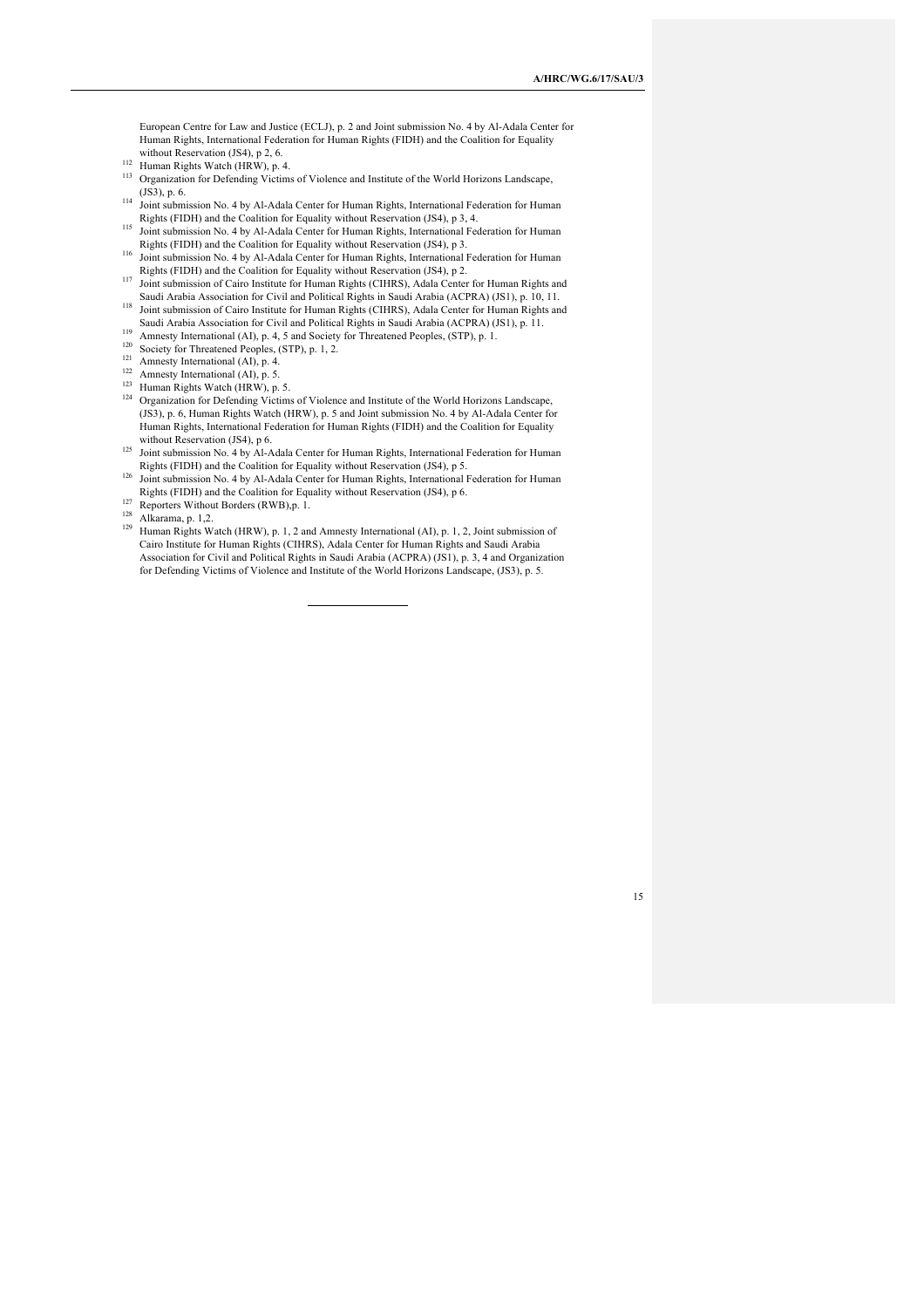European Centre for Law and Justice (ECLJ), p. 2 and Joint submission No. 4 by Al-Adala Center for Human Rights, International Federation for Human Rights (FIDH) and the Coalition for Equality without Reservation (JS4), p 2, 6.

[112] Human Rights Watch (HRW), p. 4.

[113] Organization for Defending Victims of Violence and Institute of the World Horizons Landscape, (JS3), p. 6.

[114] Joint submission No. 4 by Al-Adala Center for Human Rights, International Federation for Human Rights (FIDH) and the Coalition for Equality without Reservation (JS4), p 3, 4.

[115] Joint submission No. 4 by Al-Adala Center for Human Rights, International Federation for Human Rights (FIDH) and the Coalition for Equality without Reservation (JS4), p 3.

[116] Joint submission No. 4 by Al-Adala Center for Human Rights, International Federation for Human Rights (FIDH) and the Coalition for Equality without Reservation (JS4), p 2.

[117] Joint submission of Cairo Institute for Human Rights (CIHRS), Adala Center for Human Rights and Saudi Arabia Association for Civil and Political Rights in Saudi Arabia (ACPRA) (JS1), p. 10, 11.

[118] Joint submission of Cairo Institute for Human Rights (CIHRS), Adala Center for Human Rights and Saudi Arabia Association for Civil and Political Rights in Saudi Arabia (ACPRA) (JS1), p. 11.

[119] Amnesty International (AI), p. 4, 5 and Society for Threatened Peoples, (STP), p. 1.

[120] Society for Threatened Peoples, (STP), p. 1, 2.

[121] Amnesty International (AI), p. 4.

[122] Amnesty International (AI), p. 5.

[123] Human Rights Watch (HRW), p. 5.

[124] Organization for Defending Victims of Violence and Institute of the World Horizons Landscape, (JS3), p. 6, Human Rights Watch (HRW), p. 5 and Joint submission No. 4 by Al-Adala Center for Human Rights, International Federation for Human Rights (FIDH) and the Coalition for Equality without Reservation (JS4), p 6.

[125] Joint submission No. 4 by Al-Adala Center for Human Rights, International Federation for Human Rights (FIDH) and the Coalition for Equality without Reservation (JS4), p 5.

[126] Joint submission No. 4 by Al-Adala Center for Human Rights, International Federation for Human Rights (FIDH) and the Coalition for Equality without Reservation (JS4), p 6.

[127] Reporters Without Borders (RWB),p. 1.

[128] Alkarama, p. 1,2.

[129] Human Rights Watch (HRW), p. 1, 2 and Amnesty International (AI), p. 1, 2, Joint submission of Cairo Institute for Human Rights (CIHRS), Adala Center for Human Rights and Saudi Arabia Association for Civil and Political Rights in Saudi Arabia (ACPRA) (JS1), p. 3, 4 and Organization for Defending Victims of Violence and Institute of the World Horizons Landscape, (JS3), p. 5.